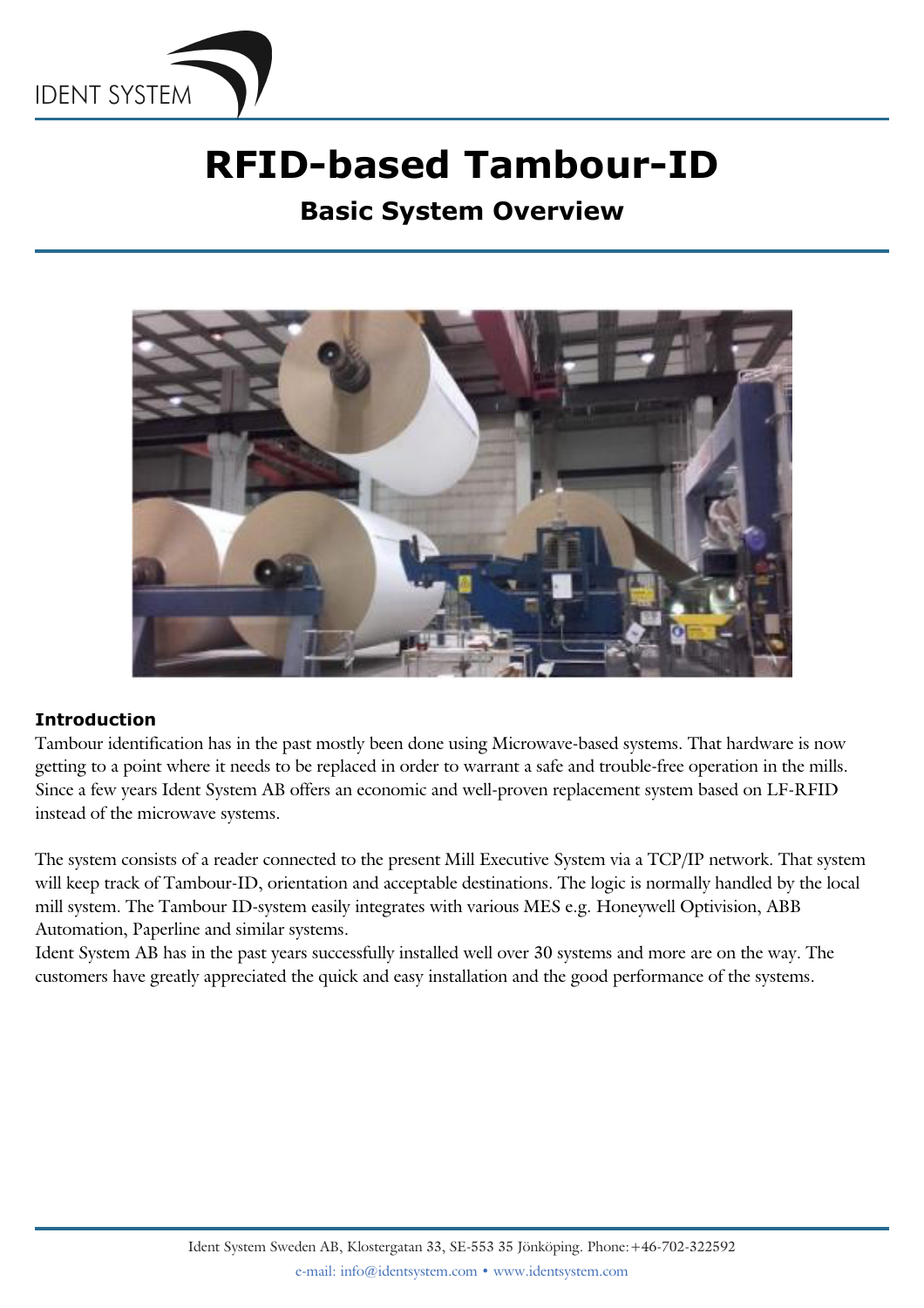# RFID-based Tambour-ID

## Basic System Overview

### Introduction

Tambour identification has in the past mostly been done using Microwave-based systems. That hardware is now getting to a point where it needs to be replaced in order to warrant a safe and trouble-free operation in the mills. Since a few years Ident System AB offers an economic and well-proven replacement system based on LF-RFID instead of the microwave systems.

The system consists of a reader connected to the present Mill Executive System via a TCP/IP network. That system will keep track of Tambour-ID, orientation and acceptable destinations. The logic is normally handled by the local mill system. The Tambour ID-system easily integrates with various MES e.g. Honeywell Optivision, ABB Automation, Paperline and similar systems.
Ident System AB has in the past years successfully installed well over 30 systems and more are on the way. The customers have greatly appreciated the quick and easy installation and the good performance of the systems.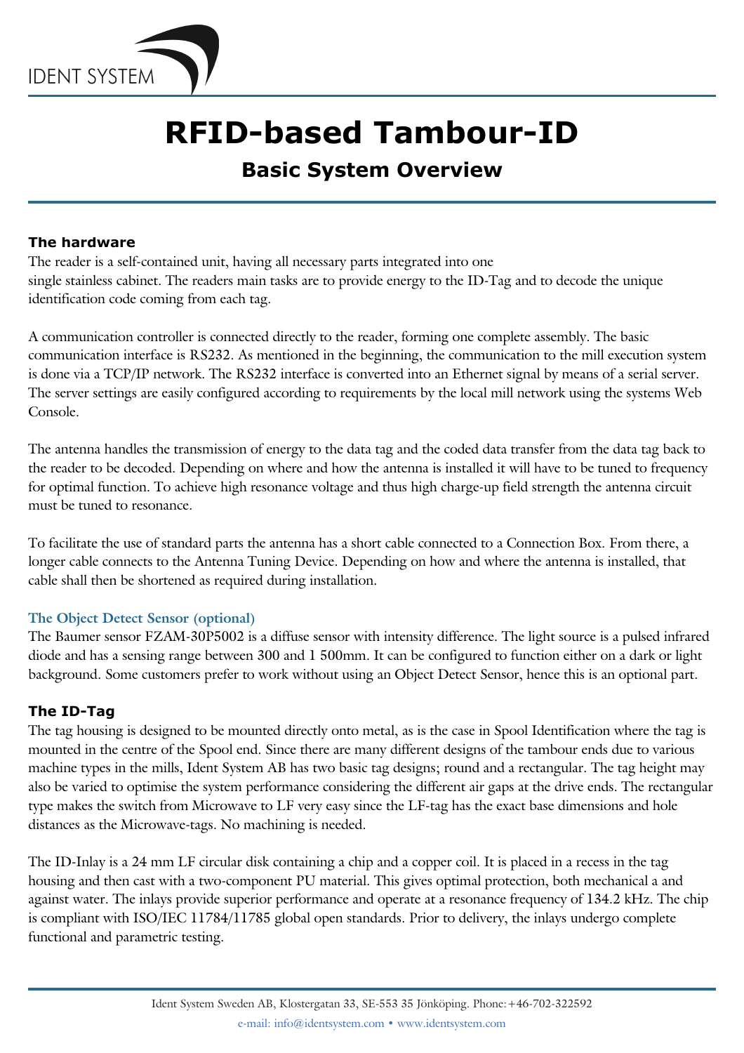# RFID-based Tambour-ID

## Basic System Overview

### The hardware

The reader is a self-contained unit, having all necessary parts integrated into one single stainless cabinet. The readers main tasks are to provide energy to the ID-Tag and to decode the unique identification code coming from each tag.

A communication controller is connected directly to the reader, forming one complete assembly. The basic communication interface is RS232. As mentioned in the beginning, the communication to the mill execution system is done via a TCP/IP network. The RS232 interface is converted into an Ethernet signal by means of a serial server. The server settings are easily configured according to requirements by the local mill network using the systems Web Console.

The antenna handles the transmission of energy to the data tag and the coded data transfer from the data tag back to the reader to be decoded. Depending on where and how the antenna is installed it will have to be tuned to frequency for optimal function. To achieve high resonance voltage and thus high charge-up field strength the antenna circuit must be tuned to resonance.

To facilitate the use of standard parts the antenna has a short cable connected to a Connection Box. From there, a longer cable connects to the Antenna Tuning Device. Depending on how and where the antenna is installed, that cable shall then be shortened as required during installation.

#### The Object Detect Sensor (optional)

The Baumer sensor FZAM-30P5002 is a diffuse sensor with intensity difference. The light source is a pulsed infrared diode and has a sensing range between 300 and 1 500mm. It can be configured to function either on a dark or light background. Some customers prefer to work without using an Object Detect Sensor, hence this is an optional part.

### The ID-Tag

The tag housing is designed to be mounted directly onto metal, as is the case in Spool Identification where the tag is mounted in the centre of the Spool end. Since there are many different designs of the tambour ends due to various machine types in the mills, Ident System AB has two basic tag designs; round and a rectangular. The tag height may also be varied to optimise the system performance considering the different air gaps at the drive ends. The rectangular type makes the switch from Microwave to LF very easy since the LF-tag has the exact base dimensions and hole distances as the Microwave-tags. No machining is needed.

The ID-Inlay is a 24 mm LF circular disk containing a chip and a copper coil. It is placed in a recess in the tag housing and then cast with a two-component PU material. This gives optimal protection, both mechanical a and against water. The inlays provide superior performance and operate at a resonance frequency of 134.2 kHz. The chip is compliant with ISO/IEC 11784/11785 global open standards. Prior to delivery, the inlays undergo complete functional and parametric testing.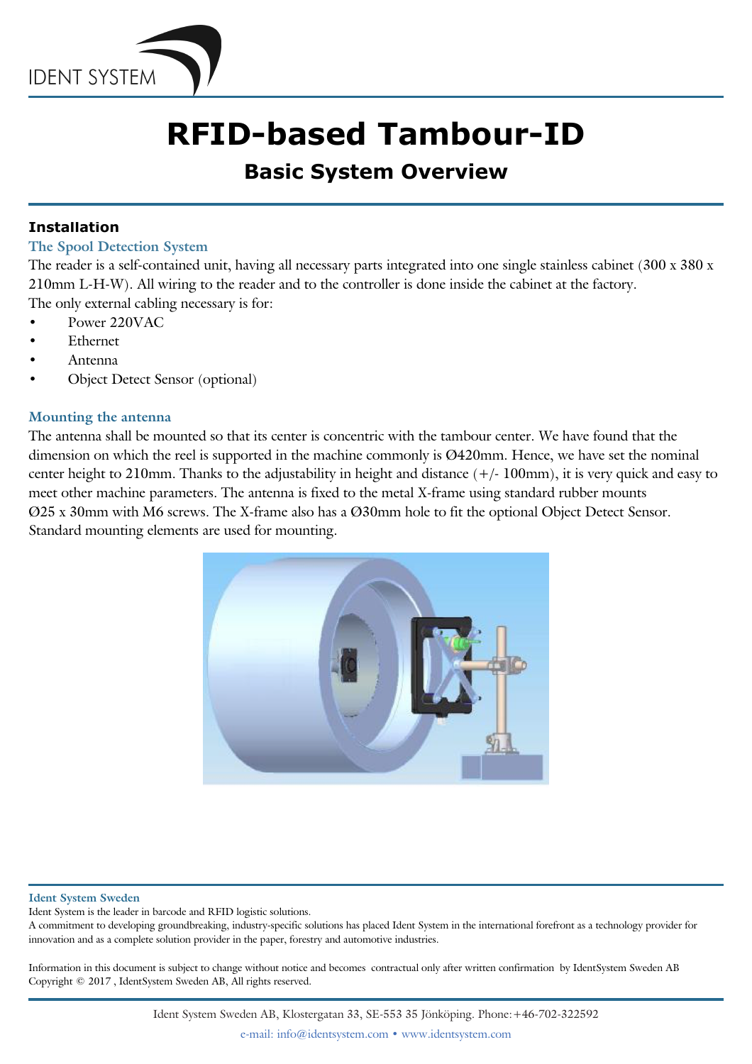# RFID-based Tambour-ID

## Basic System Overview

### Installation

#### The Spool Detection System

The reader is a self-contained unit, having all necessary parts integrated into one single stainless cabinet (300 x 380 x 210mm L-H-W). All wiring to the reader and to the controller is done inside the cabinet at the factory.
The only external cabling necessary is for:

- Power 220VAC
- Ethernet
- Antenna
- Object Detect Sensor (optional)

#### Mounting the antenna

The antenna shall be mounted so that its center is concentric with the tambour center. We have found that the dimension on which the reel is supported in the machine commonly is Ø420mm. Hence, we have set the nominal center height to 210mm. Thanks to the adjustability in height and distance (+/- 100mm), it is very quick and easy to meet other machine parameters. The antenna is fixed to the metal X-frame using standard rubber mounts Ø25 x 30mm with M6 screws. The X-frame also has a Ø30mm hole to fit the optional Object Detect Sensor. Standard mounting elements are used for mounting.

**Ident System Sweden**
Ident System is the leader in barcode and RFID logistic solutions.
A commitment to developing groundbreaking, industry-specific solutions has placed Ident System in the international forefront as a technology provider for innovation and as a complete solution provider in the paper, forestry and automotive industries.

Information in this document is subject to change without notice and becomes contractual only after written confirmation by IdentSystem Sweden AB
Copyright © 2017 , IdentSystem Sweden AB, All rights reserved.

Ident System Sweden AB, Klostergatan 33, SE-553 35 Jönköping. Phone: +46-702-322592
e-mail: info@identsystem.com • www.identsystem.com